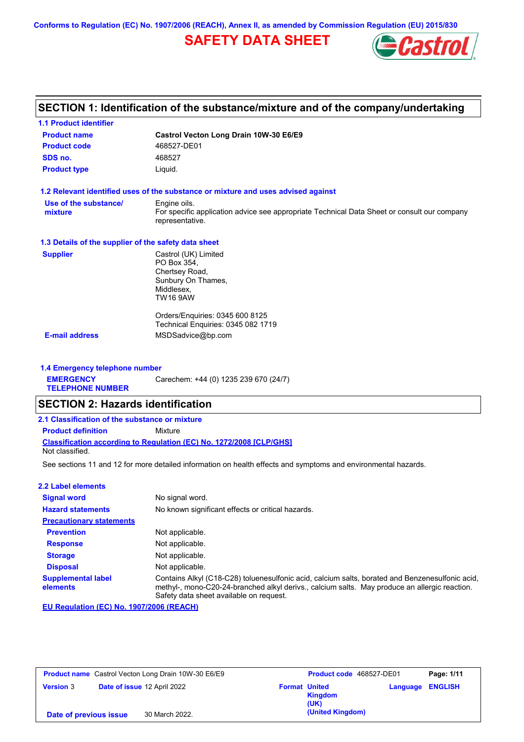Conforms to Regulation (EC) No. 1907/2006 (REACH), Annex II, as amended by Commission Regulation (EU) 2015/830

# SAFETY DATA SHEET

## SECTION 1: Identification of the substance/mixture and of the company/undertaking

### 1.1 Product identifier

| | |
|---|---|
| **Product name** | **Castrol Vecton Long Drain 10W-30 E6/E9** |
| **Product code** | 468527-DE01 |
| **SDS no.** | 468527 |
| **Product type** | Liquid. |

### 1.2 Relevant identified uses of the substance or mixture and uses advised against

**Use of the substance/mixture**: Engine oils.
For specific application advice see appropriate Technical Data Sheet or consult our company representative.

### 1.3 Details of the supplier of the safety data sheet

**Supplier**
Castrol (UK) Limited
PO Box 354,
Chertsey Road,
Sunbury On Thames,
Middlesex,
TW16 9AW

Orders/Enquiries: 0345 600 8125
Technical Enquiries: 0345 082 1719

**E-mail address**: MSDSadvice@bp.com

### 1.4 Emergency telephone number

**EMERGENCY TELEPHONE NUMBER**: Carechem: +44 (0) 1235 239 670 (24/7)

## SECTION 2: Hazards identification

### 2.1 Classification of the substance or mixture

**Product definition**: Mixture

**Classification according to Regulation (EC) No. 1272/2008 [CLP/GHS]**
Not classified.

See sections 11 and 12 for more detailed information on health effects and symptoms and environmental hazards.

### 2.2 Label elements

| | |
|---|---|
| **Signal word** | No signal word. |
| **Hazard statements** | No known significant effects or critical hazards. |
| **Precautionary statements** | |
| **Prevention** | Not applicable. |
| **Response** | Not applicable. |
| **Storage** | Not applicable. |
| **Disposal** | Not applicable. |
| **Supplemental label elements** | Contains Alkyl (C18-C28) toluenesulfonic acid, calcium salts, borated and Benzenesulfonic acid, methyl-, mono-C20-24-branched alkyl derivs., calcium salts. May produce an allergic reaction. Safety data sheet available on request. |

**EU Regulation (EC) No. 1907/2006 (REACH)**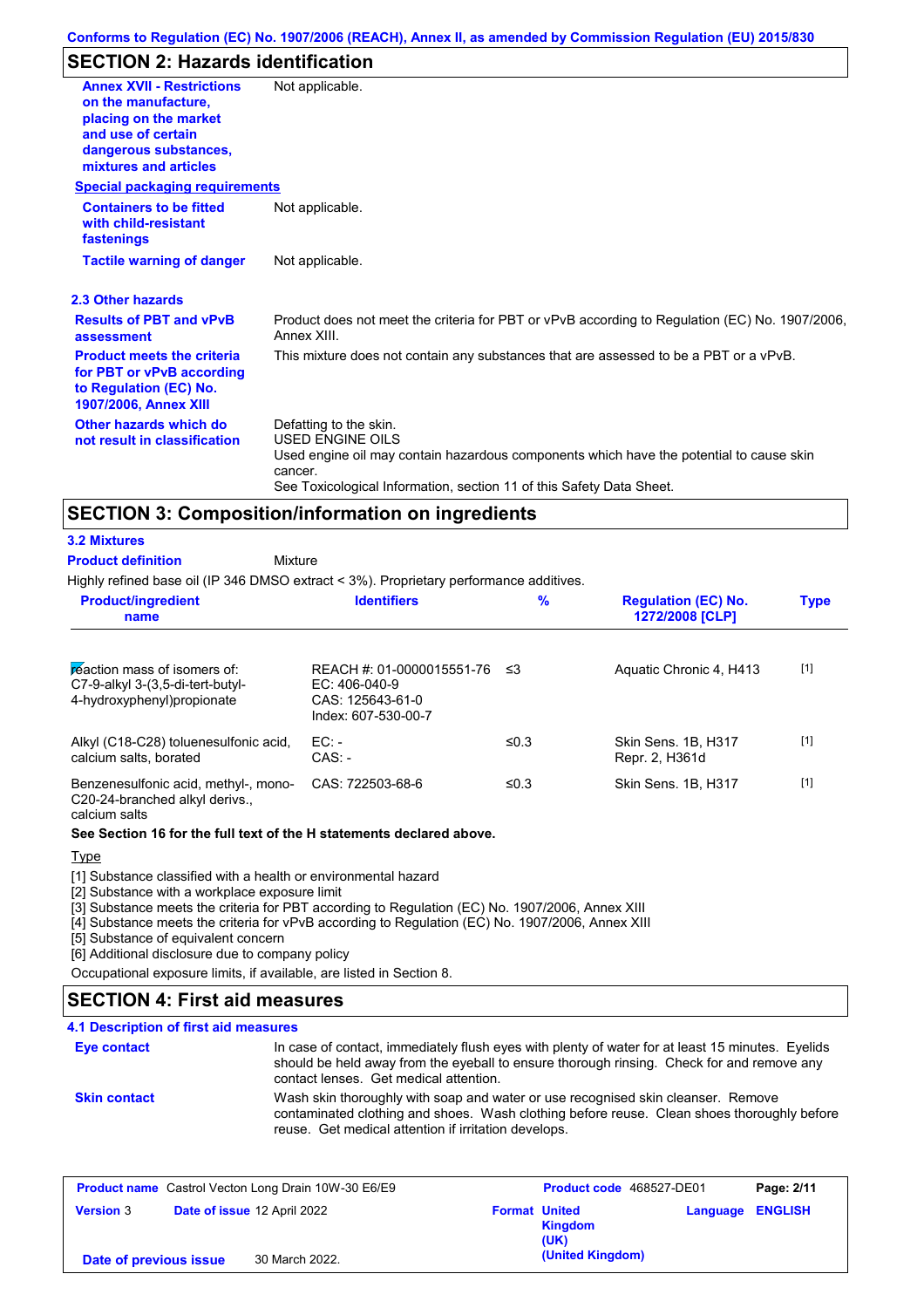## SECTION 2: Hazards identification

**Annex XVII - Restrictions on the manufacture, placing on the market and use of certain dangerous substances, mixtures and articles**: Not applicable.

**Special packaging requirements**

**Containers to be fitted with child-resistant fastenings**: Not applicable.

**Tactile warning of danger**: Not applicable.

### 2.3 Other hazards

**Results of PBT and vPvB assessment**: Product does not meet the criteria for PBT or vPvB according to Regulation (EC) No. 1907/2006, Annex XIII.

**Product meets the criteria for PBT or vPvB according to Regulation (EC) No. 1907/2006, Annex XIII**: This mixture does not contain any substances that are assessed to be a PBT or a vPvB.

**Other hazards which do not result in classification**: Defatting to the skin.
USED ENGINE OILS
Used engine oil may contain hazardous components which have the potential to cause skin cancer.
See Toxicological Information, section 11 of this Safety Data Sheet.

## SECTION 3: Composition/information on ingredients

### 3.2 Mixtures

**Product definition**: Mixture

Highly refined base oil (IP 346 DMSO extract < 3%). Proprietary performance additives.

| Product/ingredient name | Identifiers | % | Regulation (EC) No. 1272/2008 [CLP] | Type |
|---|---|---|---|---|
| reaction mass of isomers of: C7-9-alkyl 3-(3,5-di-tert-butyl-4-hydroxyphenyl)propionate | REACH #: 01-0000015551-76<br>EC: 406-040-9<br>CAS: 125643-61-0<br>Index: 607-530-00-7 | ≤3 | Aquatic Chronic 4, H413 | [1] |
| Alkyl (C18-C28) toluenesulfonic acid, calcium salts, borated | EC: -<br>CAS: - | ≤0.3 | Skin Sens. 1B, H317<br>Repr. 2, H361d | [1] |
| Benzenesulfonic acid, methyl-, mono-C20-24-branched alkyl derivs., calcium salts | CAS: 722503-68-6 | ≤0.3 | Skin Sens. 1B, H317 | [1] |

**See Section 16 for the full text of the H statements declared above.**

Type

[1] Substance classified with a health or environmental hazard
[2] Substance with a workplace exposure limit
[3] Substance meets the criteria for PBT according to Regulation (EC) No. 1907/2006, Annex XIII
[4] Substance meets the criteria for vPvB according to Regulation (EC) No. 1907/2006, Annex XIII
[5] Substance of equivalent concern
[6] Additional disclosure due to company policy

Occupational exposure limits, if available, are listed in Section 8.

## SECTION 4: First aid measures

### 4.1 Description of first aid measures

**Eye contact**: In case of contact, immediately flush eyes with plenty of water for at least 15 minutes. Eyelids should be held away from the eyeball to ensure thorough rinsing. Check for and remove any contact lenses. Get medical attention.

**Skin contact**: Wash skin thoroughly with soap and water or use recognised skin cleanser. Remove contaminated clothing and shoes. Wash clothing before reuse. Clean shoes thoroughly before reuse. Get medical attention if irritation develops.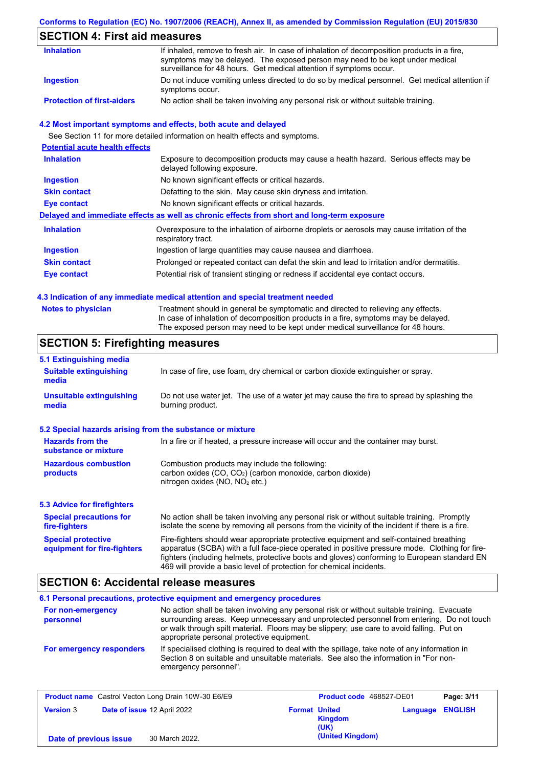## SECTION 4: First aid measures

| | |
|---|---|
| **Inhalation** | If inhaled, remove to fresh air. In case of inhalation of decomposition products in a fire, symptoms may be delayed. The exposed person may need to be kept under medical surveillance for 48 hours. Get medical attention if symptoms occur. |
| **Ingestion** | Do not induce vomiting unless directed to do so by medical personnel. Get medical attention if symptoms occur. |
| **Protection of first-aiders** | No action shall be taken involving any personal risk or without suitable training. |

### 4.2 Most important symptoms and effects, both acute and delayed

See Section 11 for more detailed information on health effects and symptoms.

**Potential acute health effects**

| | |
|---|---|
| **Inhalation** | Exposure to decomposition products may cause a health hazard. Serious effects may be delayed following exposure. |
| **Ingestion** | No known significant effects or critical hazards. |
| **Skin contact** | Defatting to the skin. May cause skin dryness and irritation. |
| **Eye contact** | No known significant effects or critical hazards. |

**Delayed and immediate effects as well as chronic effects from short and long-term exposure**

| | |
|---|---|
| **Inhalation** | Overexposure to the inhalation of airborne droplets or aerosols may cause irritation of the respiratory tract. |
| **Ingestion** | Ingestion of large quantities may cause nausea and diarrhoea. |
| **Skin contact** | Prolonged or repeated contact can defat the skin and lead to irritation and/or dermatitis. |
| **Eye contact** | Potential risk of transient stinging or redness if accidental eye contact occurs. |

### 4.3 Indication of any immediate medical attention and special treatment needed

| | |
|---|---|
| **Notes to physician** | Treatment should in general be symptomatic and directed to relieving any effects. In case of inhalation of decomposition products in a fire, symptoms may be delayed. The exposed person may need to be kept under medical surveillance for 48 hours. |

## SECTION 5: Firefighting measures

### 5.1 Extinguishing media

| | |
|---|---|
| **Suitable extinguishing media** | In case of fire, use foam, dry chemical or carbon dioxide extinguisher or spray. |
| **Unsuitable extinguishing media** | Do not use water jet. The use of a water jet may cause the fire to spread by splashing the burning product. |

### 5.2 Special hazards arising from the substance or mixture

| | |
|---|---|
| **Hazards from the substance or mixture** | In a fire or if heated, a pressure increase will occur and the container may burst. |
| **Hazardous combustion products** | Combustion products may include the following: carbon oxides (CO, $CO_2$) (carbon monoxide, carbon dioxide) nitrogen oxides (NO, $NO_2$ etc.) |

### 5.3 Advice for firefighters

| | |
|---|---|
| **Special precautions for fire-fighters** | No action shall be taken involving any personal risk or without suitable training. Promptly isolate the scene by removing all persons from the vicinity of the incident if there is a fire. |
| **Special protective equipment for fire-fighters** | Fire-fighters should wear appropriate protective equipment and self-contained breathing apparatus (SCBA) with a full face-piece operated in positive pressure mode. Clothing for fire-fighters (including helmets, protective boots and gloves) conforming to European standard EN 469 will provide a basic level of protection for chemical incidents. |

## SECTION 6: Accidental release measures

### 6.1 Personal precautions, protective equipment and emergency procedures

| | |
|---|---|
| **For non-emergency personnel** | No action shall be taken involving any personal risk or without suitable training. Evacuate surrounding areas. Keep unnecessary and unprotected personnel from entering. Do not touch or walk through spilt material. Floors may be slippery; use care to avoid falling. Put on appropriate personal protective equipment. |
| **For emergency responders** | If specialised clothing is required to deal with the spillage, take note of any information in Section 8 on suitable and unsuitable materials. See also the information in "For non-emergency personnel". |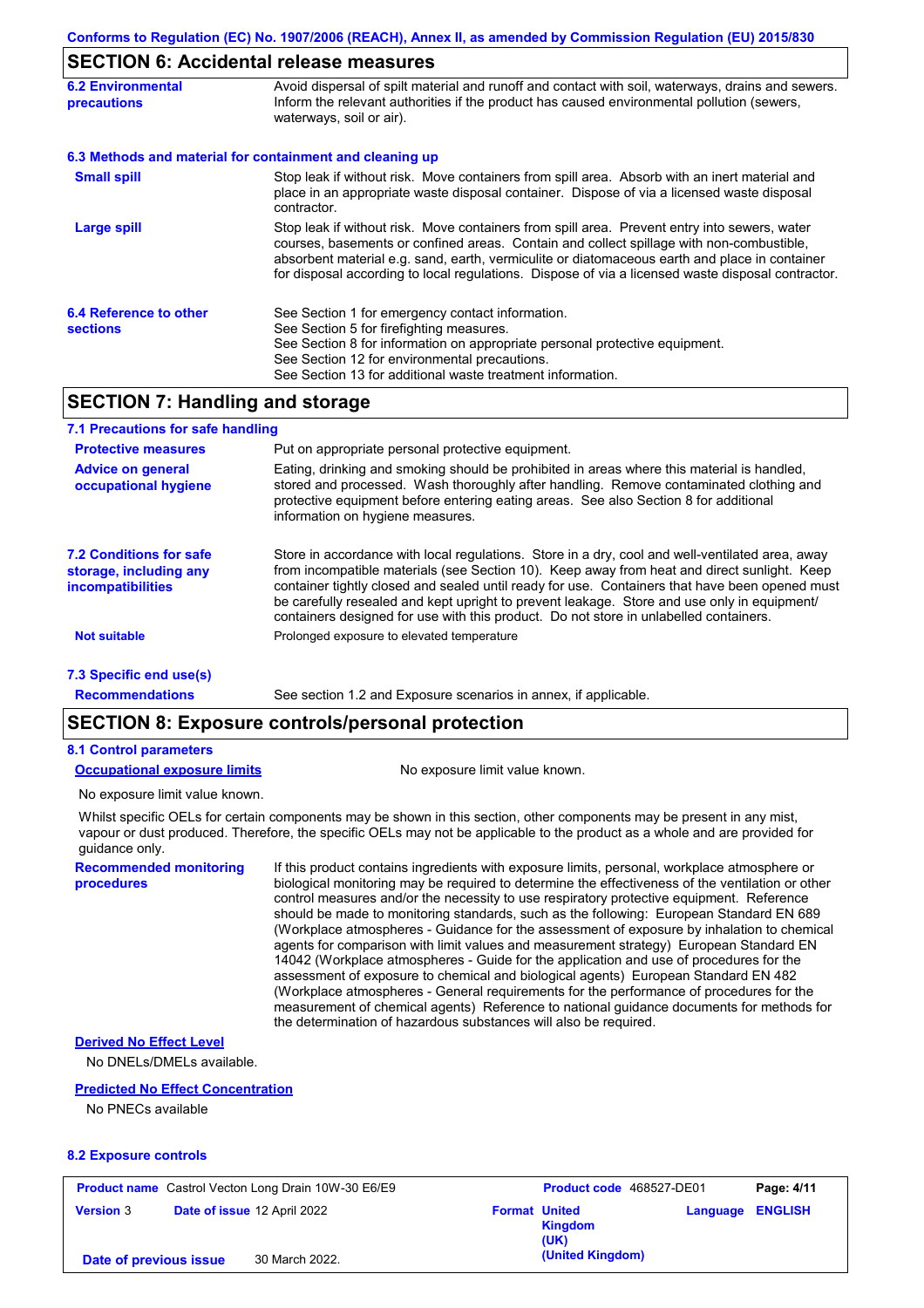## SECTION 6: Accidental release measures

**6.2 Environmental precautions**

Avoid dispersal of spilt material and runoff and contact with soil, waterways, drains and sewers. Inform the relevant authorities if the product has caused environmental pollution (sewers, waterways, soil or air).

**6.3 Methods and material for containment and cleaning up**

**Small spill**

Stop leak if without risk. Move containers from spill area. Absorb with an inert material and place in an appropriate waste disposal container. Dispose of via a licensed waste disposal contractor.

**Large spill**

Stop leak if without risk. Move containers from spill area. Prevent entry into sewers, water courses, basements or confined areas. Contain and collect spillage with non-combustible, absorbent material e.g. sand, earth, vermiculite or diatomaceous earth and place in container for disposal according to local regulations. Dispose of via a licensed waste disposal contractor.

**6.4 Reference to other sections**

See Section 1 for emergency contact information.
See Section 5 for firefighting measures.
See Section 8 for information on appropriate personal protective equipment.
See Section 12 for environmental precautions.
See Section 13 for additional waste treatment information.

## SECTION 7: Handling and storage

**7.1 Precautions for safe handling**

**Protective measures**

Put on appropriate personal protective equipment.

**Advice on general occupational hygiene**

Eating, drinking and smoking should be prohibited in areas where this material is handled, stored and processed. Wash thoroughly after handling. Remove contaminated clothing and protective equipment before entering eating areas. See also Section 8 for additional information on hygiene measures.

**7.2 Conditions for safe storage, including any incompatibilities**

Store in accordance with local regulations. Store in a dry, cool and well-ventilated area, away from incompatible materials (see Section 10). Keep away from heat and direct sunlight. Keep container tightly closed and sealed until ready for use. Containers that have been opened must be carefully resealed and kept upright to prevent leakage. Store and use only in equipment/ containers designed for use with this product. Do not store in unlabelled containers.

**Not suitable**

Prolonged exposure to elevated temperature

**7.3 Specific end use(s)**

**Recommendations**

See section 1.2 and Exposure scenarios in annex, if applicable.

## SECTION 8: Exposure controls/personal protection

**8.1 Control parameters**

**Occupational exposure limits**

No exposure limit value known.

No exposure limit value known.

Whilst specific OELs for certain components may be shown in this section, other components may be present in any mist, vapour or dust produced. Therefore, the specific OELs may not be applicable to the product as a whole and are provided for guidance only.

**Recommended monitoring procedures**

If this product contains ingredients with exposure limits, personal, workplace atmosphere or biological monitoring may be required to determine the effectiveness of the ventilation or other control measures and/or the necessity to use respiratory protective equipment. Reference should be made to monitoring standards, such as the following: European Standard EN 689 (Workplace atmospheres - Guidance for the assessment of exposure by inhalation to chemical agents for comparison with limit values and measurement strategy) European Standard EN 14042 (Workplace atmospheres - Guide for the application and use of procedures for the assessment of exposure to chemical and biological agents) European Standard EN 482 (Workplace atmospheres - General requirements for the performance of procedures for the measurement of chemical agents) Reference to national guidance documents for methods for the determination of hazardous substances will also be required.

**Derived No Effect Level**

No DNELs/DMELs available.

**Predicted No Effect Concentration**

No PNECs available

**8.2 Exposure controls**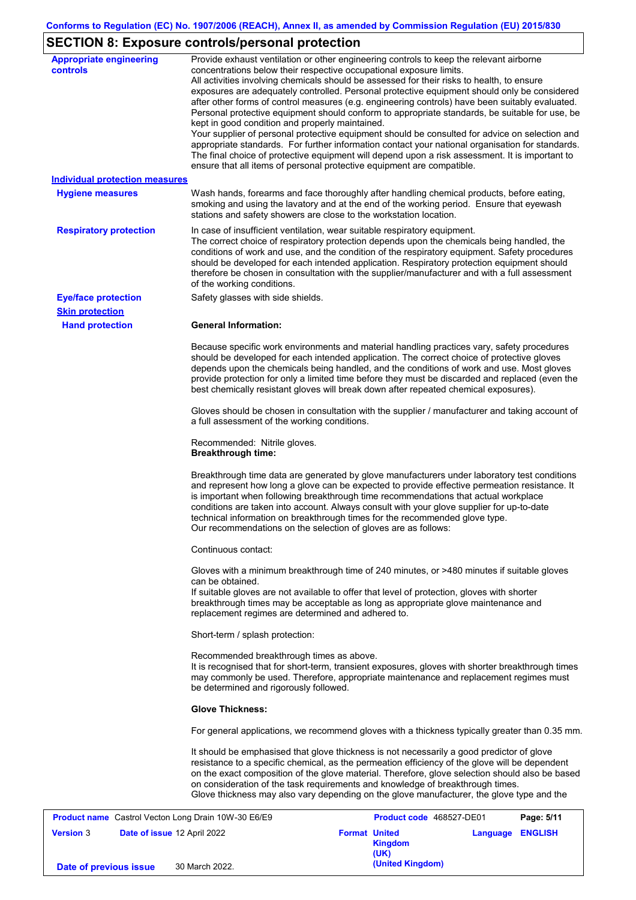## SECTION 8: Exposure controls/personal protection

**Appropriate engineering controls**

Provide exhaust ventilation or other engineering controls to keep the relevant airborne concentrations below their respective occupational exposure limits.
All activities involving chemicals should be assessed for their risks to health, to ensure exposures are adequately controlled. Personal protective equipment should only be considered after other forms of control measures (e.g. engineering controls) have been suitably evaluated. Personal protective equipment should conform to appropriate standards, be suitable for use, be kept in good condition and properly maintained.
Your supplier of personal protective equipment should be consulted for advice on selection and appropriate standards. For further information contact your national organisation for standards. The final choice of protective equipment will depend upon a risk assessment. It is important to ensure that all items of personal protective equipment are compatible.

**Individual protection measures**

**Hygiene measures**

Wash hands, forearms and face thoroughly after handling chemical products, before eating, smoking and using the lavatory and at the end of the working period. Ensure that eyewash stations and safety showers are close to the workstation location.

**Respiratory protection**

In case of insufficient ventilation, wear suitable respiratory equipment.
The correct choice of respiratory protection depends upon the chemicals being handled, the conditions of work and use, and the condition of the respiratory equipment. Safety procedures should be developed for each intended application. Respiratory protection equipment should therefore be chosen in consultation with the supplier/manufacturer and with a full assessment of the working conditions.

**Eye/face protection**

Safety glasses with side shields.

**Skin protection**

**Hand protection**

**General Information:**

Because specific work environments and material handling practices vary, safety procedures should be developed for each intended application. The correct choice of protective gloves depends upon the chemicals being handled, and the conditions of work and use. Most gloves provide protection for only a limited time before they must be discarded and replaced (even the best chemically resistant gloves will break down after repeated chemical exposures).

Gloves should be chosen in consultation with the supplier / manufacturer and taking account of a full assessment of the working conditions.

Recommended: Nitrile gloves.
**Breakthrough time:**

Breakthrough time data are generated by glove manufacturers under laboratory test conditions and represent how long a glove can be expected to provide effective permeation resistance. It is important when following breakthrough time recommendations that actual workplace conditions are taken into account. Always consult with your glove supplier for up-to-date technical information on breakthrough times for the recommended glove type.
Our recommendations on the selection of gloves are as follows:

Continuous contact:

Gloves with a minimum breakthrough time of 240 minutes, or >480 minutes if suitable gloves can be obtained.
If suitable gloves are not available to offer that level of protection, gloves with shorter breakthrough times may be acceptable as long as appropriate glove maintenance and replacement regimes are determined and adhered to.

Short-term / splash protection:

Recommended breakthrough times as above.
It is recognised that for short-term, transient exposures, gloves with shorter breakthrough times may commonly be used. Therefore, appropriate maintenance and replacement regimes must be determined and rigorously followed.

**Glove Thickness:**

For general applications, we recommend gloves with a thickness typically greater than 0.35 mm.

It should be emphasised that glove thickness is not necessarily a good predictor of glove resistance to a specific chemical, as the permeation efficiency of the glove will be dependent on the exact composition of the glove material. Therefore, glove selection should also be based on consideration of the task requirements and knowledge of breakthrough times.
Glove thickness may also vary depending on the glove manufacturer, the glove type and the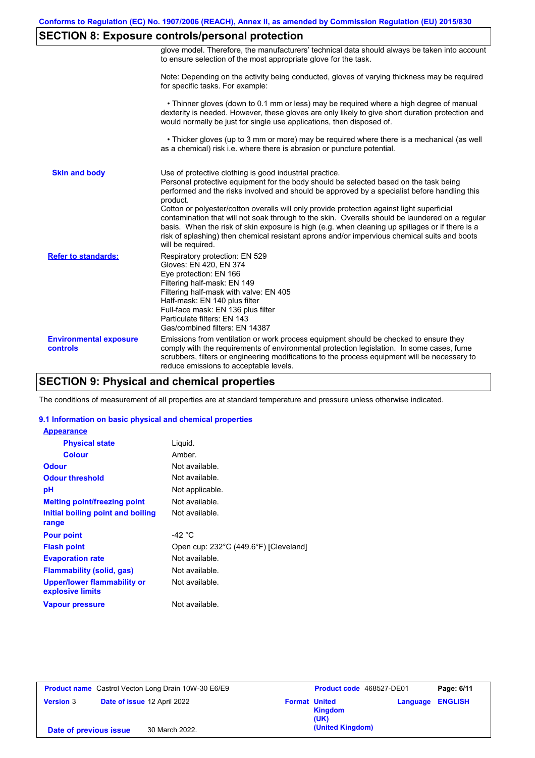## SECTION 8: Exposure controls/personal protection

glove model. Therefore, the manufacturers' technical data should always be taken into account to ensure selection of the most appropriate glove for the task.

Note: Depending on the activity being conducted, gloves of varying thickness may be required for specific tasks. For example:

• Thinner gloves (down to 0.1 mm or less) may be required where a high degree of manual dexterity is needed. However, these gloves are only likely to give short duration protection and would normally be just for single use applications, then disposed of.

• Thicker gloves (up to 3 mm or more) may be required where there is a mechanical (as well as a chemical) risk i.e. where there is abrasion or puncture potential.

| | |
|---|---|
| **Skin and body** | Use of protective clothing is good industrial practice.<br>Personal protective equipment for the body should be selected based on the task being performed and the risks involved and should be approved by a specialist before handling this product.<br>Cotton or polyester/cotton overalls will only provide protection against light superficial contamination that will not soak through to the skin. Overalls should be laundered on a regular basis. When the risk of skin exposure is high (e.g. when cleaning up spillages or if there is a risk of splashing) then chemical resistant aprons and/or impervious chemical suits and boots will be required. |
| **Refer to standards:** | Respiratory protection: EN 529<br>Gloves: EN 420, EN 374<br>Eye protection: EN 166<br>Filtering half-mask: EN 149<br>Filtering half-mask with valve: EN 405<br>Half-mask: EN 140 plus filter<br>Full-face mask: EN 136 plus filter<br>Particulate filters: EN 143<br>Gas/combined filters: EN 14387 |
| **Environmental exposure controls** | Emissions from ventilation or work process equipment should be checked to ensure they comply with the requirements of environmental protection legislation. In some cases, fume scrubbers, filters or engineering modifications to the process equipment will be necessary to reduce emissions to acceptable levels. |

## SECTION 9: Physical and chemical properties

The conditions of measurement of all properties are at standard temperature and pressure unless otherwise indicated.

### 9.1 Information on basic physical and chemical properties

| | |
|---|---|
| **Appearance** | |
| **Physical state** | Liquid. |
| **Colour** | Amber. |
| **Odour** | Not available. |
| **Odour threshold** | Not available. |
| **pH** | Not applicable. |
| **Melting point/freezing point** | Not available. |
| **Initial boiling point and boiling range** | Not available. |
| **Pour point** | -42 °C |
| **Flash point** | Open cup: 232°C (449.6°F) [Cleveland] |
| **Evaporation rate** | Not available. |
| **Flammability (solid, gas)** | Not available. |
| **Upper/lower flammability or explosive limits** | Not available. |
| **Vapour pressure** | Not available. |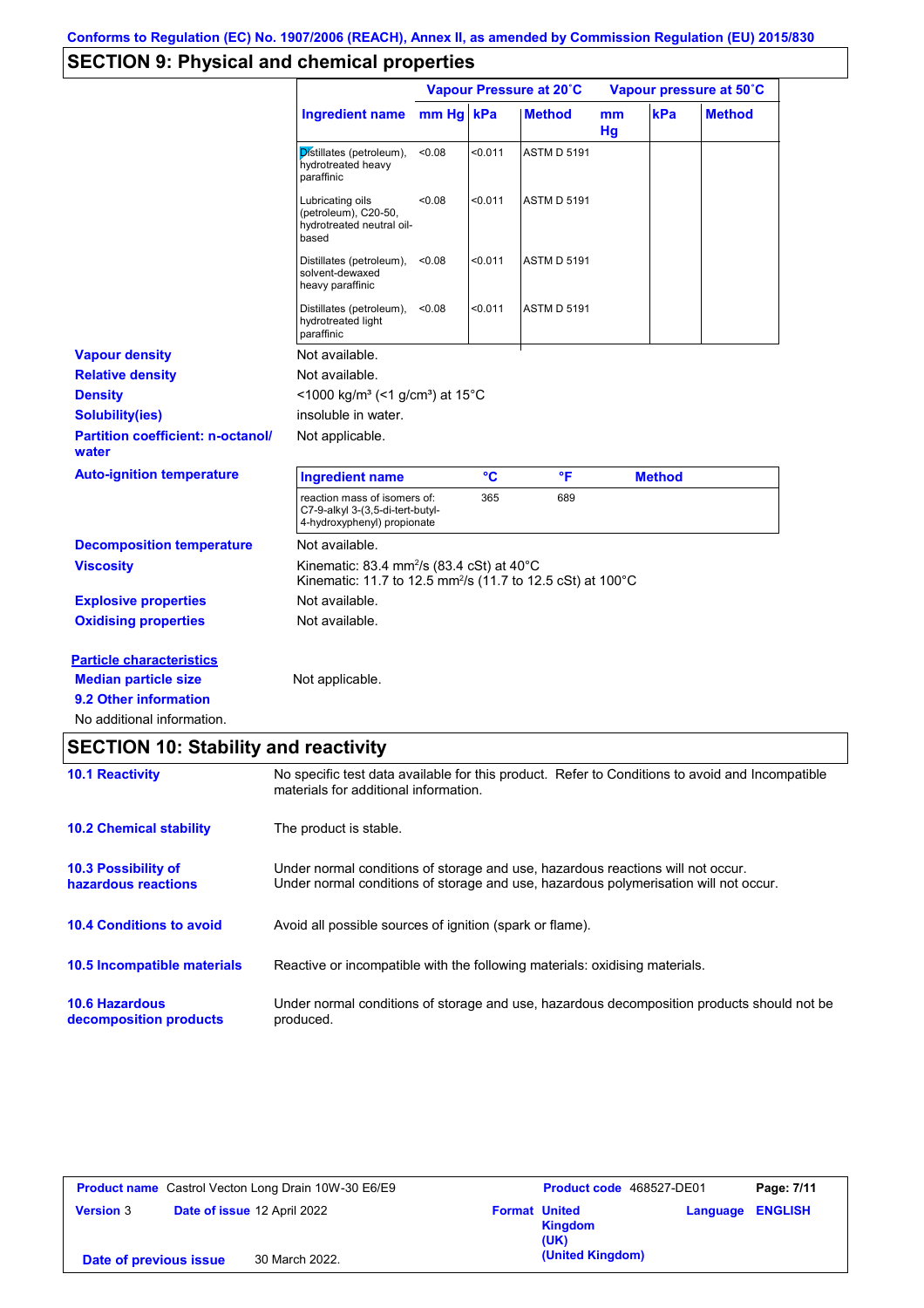Conforms to Regulation (EC) No. 1907/2006 (REACH), Annex II, as amended by Commission Regulation (EU) 2015/830

## SECTION 9: Physical and chemical properties

| Ingredient name | Vapour Pressure at 20˚C | | | Vapour pressure at 50˚C | | |
|---|---|---|---|---|---|---|
| | mm Hg | kPa | Method | mm Hg | kPa | Method |
| Distillates (petroleum), hydrotreated heavy paraffinic | <0.08 | <0.011 | ASTM D 5191 | | | |
| Lubricating oils (petroleum), C20-50, hydrotreated neutral oil-based | <0.08 | <0.011 | ASTM D 5191 | | | |
| Distillates (petroleum), solvent-dewaxed heavy paraffinic | <0.08 | <0.011 | ASTM D 5191 | | | |
| Distillates (petroleum), hydrotreated light paraffinic | <0.08 | <0.011 | ASTM D 5191 | | | |

**Vapour density** Not available.

**Relative density** Not available.

**Density** <1000 kg/m³ (<1 g/cm³) at 15°C

**Solubility(ies)** insoluble in water.

**Partition coefficient: n-octanol/water** Not applicable.

**Auto-ignition temperature**

| Ingredient name | °C | °F | Method |
|---|---|---|---|
| reaction mass of isomers of: C7-9-alkyl 3-(3,5-di-tert-butyl-4-hydroxyphenyl) propionate | 365 | 689 | |

**Decomposition temperature** Not available.

**Viscosity** Kinematic: 83.4 mm²/s (83.4 cSt) at 40°C
Kinematic: 11.7 to 12.5 mm²/s (11.7 to 12.5 cSt) at 100°C

**Explosive properties** Not available.

**Oxidising properties** Not available.

**Particle characteristics**

**Median particle size** Not applicable.

**9.2 Other information**

No additional information.

## SECTION 10: Stability and reactivity

**10.1 Reactivity** No specific test data available for this product. Refer to Conditions to avoid and Incompatible materials for additional information.

**10.2 Chemical stability** The product is stable.

**10.3 Possibility of hazardous reactions** Under normal conditions of storage and use, hazardous reactions will not occur.
Under normal conditions of storage and use, hazardous polymerisation will not occur.

**10.4 Conditions to avoid** Avoid all possible sources of ignition (spark or flame).

**10.5 Incompatible materials** Reactive or incompatible with the following materials: oxidising materials.

**10.6 Hazardous decomposition products** Under normal conditions of storage and use, hazardous decomposition products should not be produced.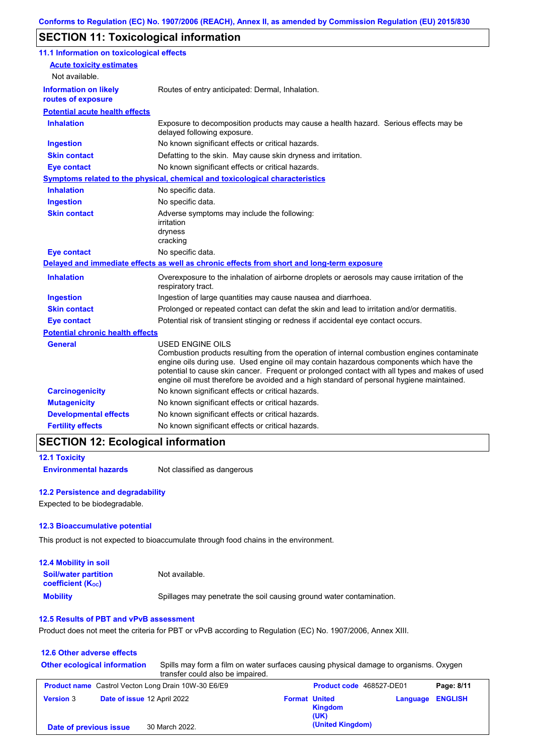## SECTION 11: Toxicological information

### 11.1 Information on toxicological effects

**Acute toxicity estimates**

Not available.

| | |
|---|---|
| **Information on likely routes of exposure** | Routes of entry anticipated: Dermal, Inhalation. |

**Potential acute health effects**

| | |
|---|---|
| **Inhalation** | Exposure to decomposition products may cause a health hazard. Serious effects may be delayed following exposure. |
| **Ingestion** | No known significant effects or critical hazards. |
| **Skin contact** | Defatting to the skin. May cause skin dryness and irritation. |
| **Eye contact** | No known significant effects or critical hazards. |

**Symptoms related to the physical, chemical and toxicological characteristics**

| | |
|---|---|
| **Inhalation** | No specific data. |
| **Ingestion** | No specific data. |
| **Skin contact** | Adverse symptoms may include the following:<br>irritation<br>dryness<br>cracking |
| **Eye contact** | No specific data. |

**Delayed and immediate effects as well as chronic effects from short and long-term exposure**

| | |
|---|---|
| **Inhalation** | Overexposure to the inhalation of airborne droplets or aerosols may cause irritation of the respiratory tract. |
| **Ingestion** | Ingestion of large quantities may cause nausea and diarrhoea. |
| **Skin contact** | Prolonged or repeated contact can defat the skin and lead to irritation and/or dermatitis. |
| **Eye contact** | Potential risk of transient stinging or redness if accidental eye contact occurs. |

**Potential chronic health effects**

| | |
|---|---|
| **General** | USED ENGINE OILS<br>Combustion products resulting from the operation of internal combustion engines contaminate engine oils during use. Used engine oil may contain hazardous components which have the potential to cause skin cancer. Frequent or prolonged contact with all types and makes of used engine oil must therefore be avoided and a high standard of personal hygiene maintained. |
| **Carcinogenicity** | No known significant effects or critical hazards. |
| **Mutagenicity** | No known significant effects or critical hazards. |
| **Developmental effects** | No known significant effects or critical hazards. |
| **Fertility effects** | No known significant effects or critical hazards. |

## SECTION 12: Ecological information

### 12.1 Toxicity

| | |
|---|---|
| **Environmental hazards** | Not classified as dangerous |

### 12.2 Persistence and degradability

Expected to be biodegradable.

### 12.3 Bioaccumulative potential

This product is not expected to bioaccumulate through food chains in the environment.

### 12.4 Mobility in soil

| | |
|---|---|
| **Soil/water partition coefficient ($K_{OC}$)** | Not available. |
| **Mobility** | Spillages may penetrate the soil causing ground water contamination. |

### 12.5 Results of PBT and vPvB assessment

Product does not meet the criteria for PBT or vPvB according to Regulation (EC) No. 1907/2006, Annex XIII.

### 12.6 Other adverse effects

| | |
|---|---|
| **Other ecological information** | Spills may form a film on water surfaces causing physical damage to organisms. Oxygen transfer could also be impaired. |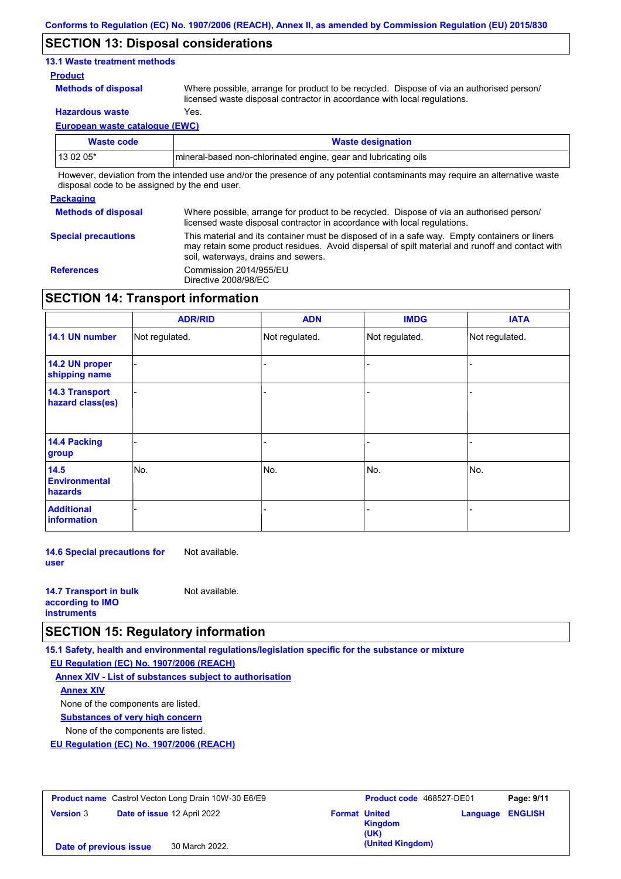## SECTION 13: Disposal considerations

### 13.1 Waste treatment methods

**Product**

**Methods of disposal** Where possible, arrange for product to be recycled. Dispose of via an authorised person/ licensed waste disposal contractor in accordance with local regulations.

**Hazardous waste** Yes.

**European waste catalogue (EWC)**

| Waste code | Waste designation |
|---|---|
| 13 02 05* | mineral-based non-chlorinated engine, gear and lubricating oils |

However, deviation from the intended use and/or the presence of any potential contaminants may require an alternative waste disposal code to be assigned by the end user.

**Packaging**

**Methods of disposal** Where possible, arrange for product to be recycled. Dispose of via an authorised person/ licensed waste disposal contractor in accordance with local regulations.

**Special precautions** This material and its container must be disposed of in a safe way. Empty containers or liners may retain some product residues. Avoid dispersal of spilt material and runoff and contact with soil, waterways, drains and sewers.

**References** Commission 2014/955/EU
Directive 2008/98/EC

## SECTION 14: Transport information

| | ADR/RID | ADN | IMDG | IATA |
|---|---|---|---|---|
| **14.1 UN number** | Not regulated. | Not regulated. | Not regulated. | Not regulated. |
| **14.2 UN proper shipping name** | - | - | - | - |
| **14.3 Transport hazard class(es)** | - | - | - | - |
| **14.4 Packing group** | - | - | - | - |
| **14.5 Environmental hazards** | No. | No. | No. | No. |
| **Additional information** | - | - | - | - |

**14.6 Special precautions for user** Not available.

**14.7 Transport in bulk according to IMO instruments** Not available.

## SECTION 15: Regulatory information

### 15.1 Safety, health and environmental regulations/legislation specific for the substance or mixture

**EU Regulation (EC) No. 1907/2006 (REACH)**

**Annex XIV - List of substances subject to authorisation**

**Annex XIV**

None of the components are listed.

**Substances of very high concern**

None of the components are listed.

**EU Regulation (EC) No. 1907/2006 (REACH)**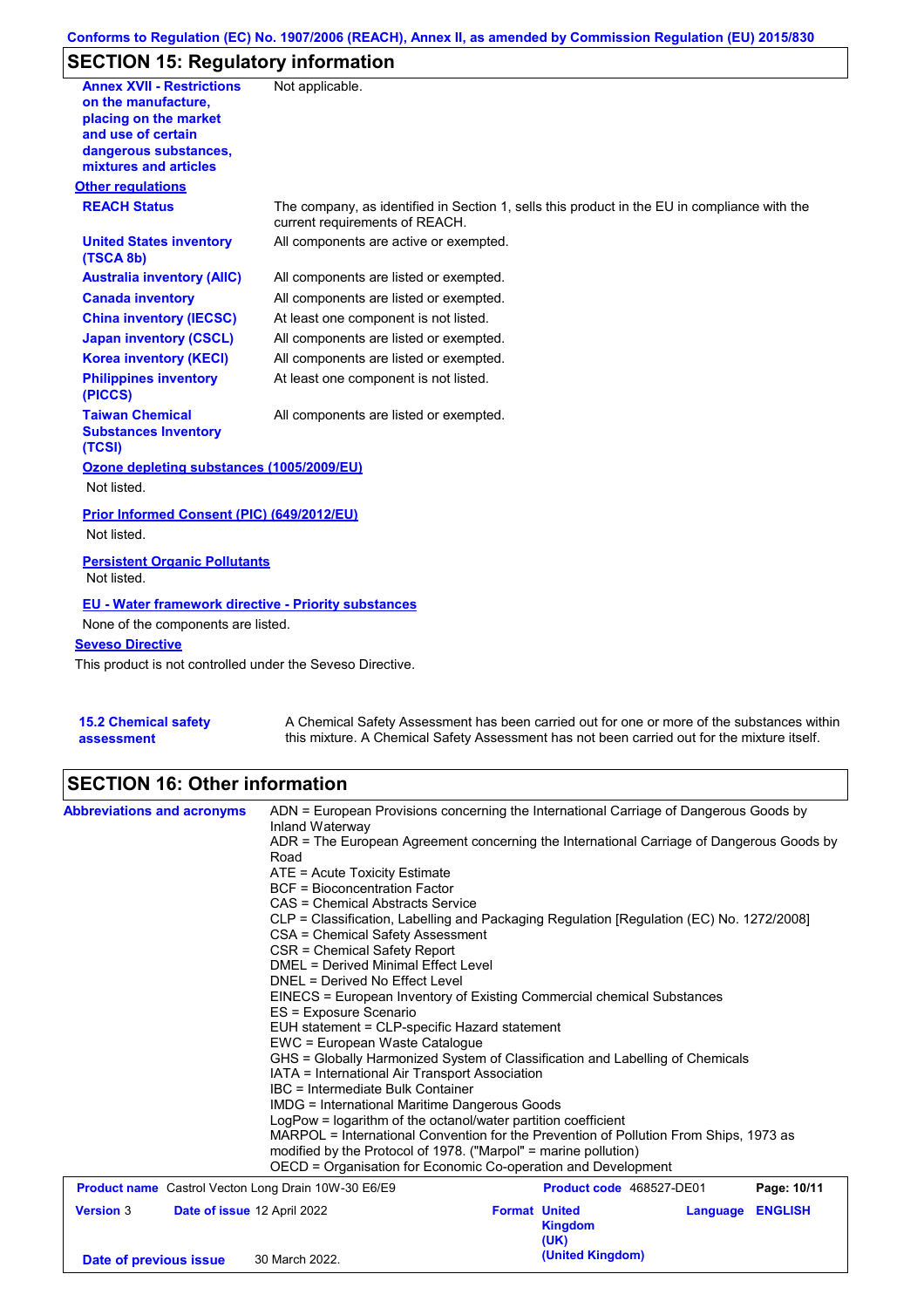## SECTION 15: Regulatory information

| | |
|---|---|
| **Annex XVII - Restrictions on the manufacture, placing on the market and use of certain dangerous substances, mixtures and articles** | Not applicable. |

**Other regulations**

| | |
|---|---|
| **REACH Status** | The company, as identified in Section 1, sells this product in the EU in compliance with the current requirements of REACH. |
| **United States inventory (TSCA 8b)** | All components are active or exempted. |
| **Australia inventory (AIIC)** | All components are listed or exempted. |
| **Canada inventory** | All components are listed or exempted. |
| **China inventory (IECSC)** | At least one component is not listed. |
| **Japan inventory (CSCL)** | All components are listed or exempted. |
| **Korea inventory (KECI)** | All components are listed or exempted. |
| **Philippines inventory (PICCS)** | At least one component is not listed. |
| **Taiwan Chemical Substances Inventory (TCSI)** | All components are listed or exempted. |

**Ozone depleting substances (1005/2009/EU)**

Not listed.

**Prior Informed Consent (PIC) (649/2012/EU)**

Not listed.

**Persistent Organic Pollutants**

Not listed.

**EU - Water framework directive - Priority substances**

None of the components are listed.

**Seveso Directive**

This product is not controlled under the Seveso Directive.

**15.2 Chemical safety assessment**

A Chemical Safety Assessment has been carried out for one or more of the substances within this mixture. A Chemical Safety Assessment has not been carried out for the mixture itself.

## SECTION 16: Other information

**Abbreviations and acronyms**

ADN = European Provisions concerning the International Carriage of Dangerous Goods by Inland Waterway
ADR = The European Agreement concerning the International Carriage of Dangerous Goods by Road
ATE = Acute Toxicity Estimate
BCF = Bioconcentration Factor
CAS = Chemical Abstracts Service
CLP = Classification, Labelling and Packaging Regulation [Regulation (EC) No. 1272/2008]
CSA = Chemical Safety Assessment
CSR = Chemical Safety Report
DMEL = Derived Minimal Effect Level
DNEL = Derived No Effect Level
EINECS = European Inventory of Existing Commercial chemical Substances
ES = Exposure Scenario
EUH statement = CLP-specific Hazard statement
EWC = European Waste Catalogue
GHS = Globally Harmonized System of Classification and Labelling of Chemicals
IATA = International Air Transport Association
IBC = Intermediate Bulk Container
IMDG = International Maritime Dangerous Goods
LogPow = logarithm of the octanol/water partition coefficient
MARPOL = International Convention for the Prevention of Pollution From Ships, 1973 as modified by the Protocol of 1978. ("Marpol" = marine pollution)
OECD = Organisation for Economic Co-operation and Development

| | | | |
|---|---|---|---|
| **Product name** Castrol Vecton Long Drain 10W-30 E6/E9 | | **Product code** 468527-DE01 | **Page: 10/11** |
| **Version** 3 | **Date of issue** 12 April 2022 | **Format** United Kingdom (UK) (United Kingdom) | **Language** ENGLISH |
| **Date of previous issue** | 30 March 2022. | | |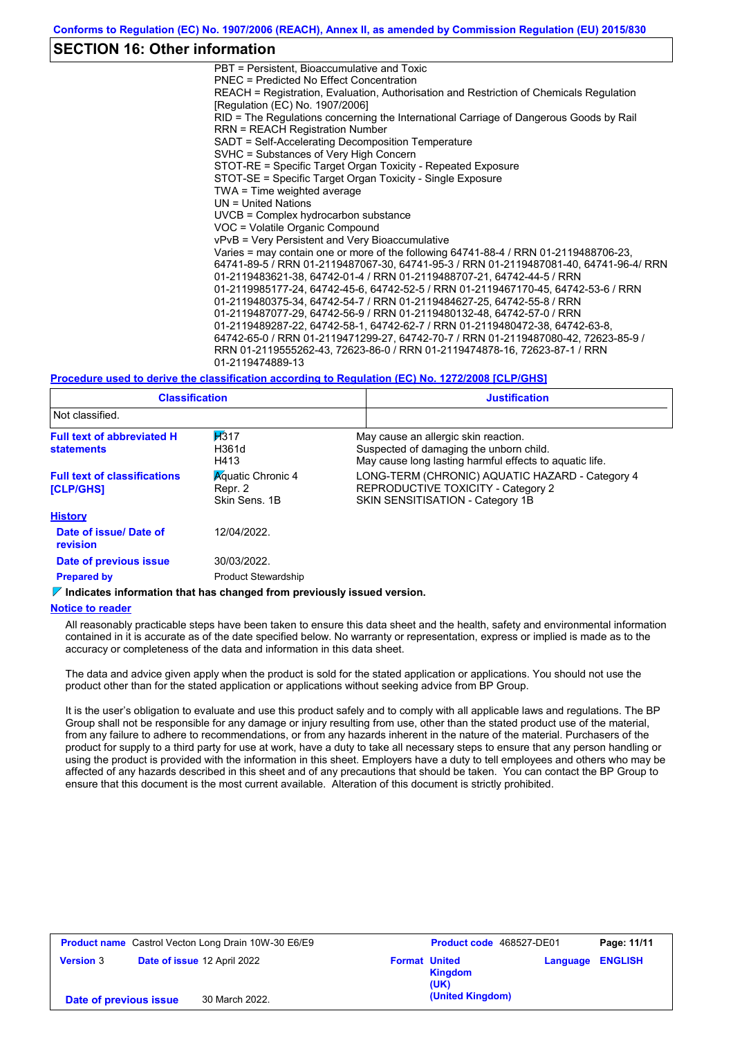## SECTION 16: Other information

PBT = Persistent, Bioaccumulative and Toxic
PNEC = Predicted No Effect Concentration
REACH = Registration, Evaluation, Authorisation and Restriction of Chemicals Regulation [Regulation (EC) No. 1907/2006]
RID = The Regulations concerning the International Carriage of Dangerous Goods by Rail
RRN = REACH Registration Number
SADT = Self-Accelerating Decomposition Temperature
SVHC = Substances of Very High Concern
STOT-RE = Specific Target Organ Toxicity - Repeated Exposure
STOT-SE = Specific Target Organ Toxicity - Single Exposure
TWA = Time weighted average
UN = United Nations
UVCB = Complex hydrocarbon substance
VOC = Volatile Organic Compound
vPvB = Very Persistent and Very Bioaccumulative
Varies = may contain one or more of the following 64741-88-4 / RRN 01-2119488706-23, 64741-89-5 / RRN 01-2119487067-30, 64741-95-3 / RRN 01-2119487081-40, 64741-96-4/ RRN 01-2119483621-38, 64742-01-4 / RRN 01-2119488707-21, 64742-44-5 / RRN 01-2119985177-24, 64742-45-6, 64742-52-5 / RRN 01-2119467170-45, 64742-53-6 / RRN 01-2119480375-34, 64742-54-7 / RRN 01-2119484627-25, 64742-55-8 / RRN 01-2119487077-29, 64742-56-9 / RRN 01-2119480132-48, 64742-57-0 / RRN 01-2119489287-22, 64742-58-1, 64742-62-7 / RRN 01-2119480472-38, 64742-63-8, 64742-65-0 / RRN 01-2119471299-27, 64742-70-7 / RRN 01-2119487080-42, 72623-85-9 / RRN 01-2119555262-43, 72623-86-0 / RRN 01-2119474878-16, 72623-87-1 / RRN 01-2119474889-13

**Procedure used to derive the classification according to Regulation (EC) No. 1272/2008 [CLP/GHS]**

| Classification | Justification |
|---|---|
| Not classified. | |

**Full text of abbreviated H statements**

| | |
|---|---|
| H317 | May cause an allergic skin reaction. |
| H361d | Suspected of damaging the unborn child. |
| H413 | May cause long lasting harmful effects to aquatic life. |

**Full text of classifications [CLP/GHS]**

| | |
|---|---|
| Aquatic Chronic 4 | LONG-TERM (CHRONIC) AQUATIC HAZARD - Category 4 |
| Repr. 2 | REPRODUCTIVE TOXICITY - Category 2 |
| Skin Sens. 1B | SKIN SENSITISATION - Category 1B |

**History**

**Date of issue/ Date of revision** 12/04/2022.

**Date of previous issue** 30/03/2022.

**Prepared by** Product Stewardship

**Indicates information that has changed from previously issued version.**

**Notice to reader**

All reasonably practicable steps have been taken to ensure this data sheet and the health, safety and environmental information contained in it is accurate as of the date specified below. No warranty or representation, express or implied is made as to the accuracy or completeness of the data and information in this data sheet.

The data and advice given apply when the product is sold for the stated application or applications. You should not use the product other than for the stated application or applications without seeking advice from BP Group.

It is the user's obligation to evaluate and use this product safely and to comply with all applicable laws and regulations. The BP Group shall not be responsible for any damage or injury resulting from use, other than the stated product use of the material, from any failure to adhere to recommendations, or from any hazards inherent in the nature of the material. Purchasers of the product for supply to a third party for use at work, have a duty to take all necessary steps to ensure that any person handling or using the product is provided with the information in this sheet. Employers have a duty to tell employees and others who may be affected of any hazards described in this sheet and of any precautions that should be taken. You can contact the BP Group to ensure that this document is the most current available. Alteration of this document is strictly prohibited.